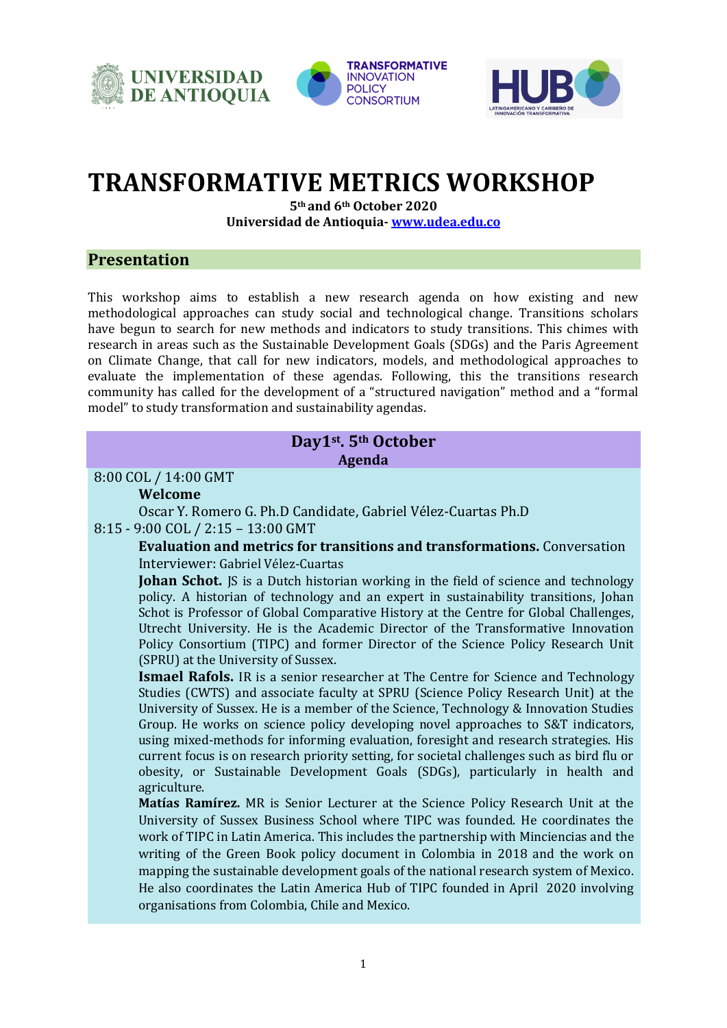# TRANSFORMATIVE METRICS WORKSHOP

**5th and 6th October 2020**
**Universidad de Antioquia- [www.udea.edu.co](http://www.udea.edu.co)**

## Presentation

This workshop aims to establish a new research agenda on how existing and new methodological approaches can study social and technological change. Transitions scholars have begun to search for new methods and indicators to study transitions. This chimes with research in areas such as the Sustainable Development Goals (SDGs) and the Paris Agreement on Climate Change, that call for new indicators, models, and methodological approaches to evaluate the implementation of these agendas. Following, this the transitions research community has called for the development of a "structured navigation" method and a "formal model" to study transformation and sustainability agendas.

## Day1st. 5th October
### Agenda

8:00 COL / 14:00 GMT

**Welcome**

Oscar Y. Romero G. Ph.D Candidate, Gabriel Vélez-Cuartas Ph.D

8:15 - 9:00 COL / 2:15 – 13:00 GMT

**Evaluation and metrics for transitions and transformations.** Conversation

Interviewer: Gabriel Vélez-Cuartas

**Johan Schot.** JS is a Dutch historian working in the field of science and technology policy. A historian of technology and an expert in sustainability transitions, Johan Schot is Professor of Global Comparative History at the Centre for Global Challenges, Utrecht University. He is the Academic Director of the Transformative Innovation Policy Consortium (TIPC) and former Director of the Science Policy Research Unit (SPRU) at the University of Sussex.

**Ismael Rafols.** IR is a senior researcher at The Centre for Science and Technology Studies (CWTS) and associate faculty at SPRU (Science Policy Research Unit) at the University of Sussex. He is a member of the Science, Technology & Innovation Studies Group. He works on science policy developing novel approaches to S&T indicators, using mixed-methods for informing evaluation, foresight and research strategies. His current focus is on research priority setting, for societal challenges such as bird flu or obesity, or Sustainable Development Goals (SDGs), particularly in health and agriculture.

**Matías Ramírez.** MR is Senior Lecturer at the Science Policy Research Unit at the University of Sussex Business School where TIPC was founded. He coordinates the work of TIPC in Latin America. This includes the partnership with Minciencias and the writing of the Green Book policy document in Colombia in 2018 and the work on mapping the sustainable development goals of the national research system of Mexico. He also coordinates the Latin America Hub of TIPC founded in April 2020 involving organisations from Colombia, Chile and Mexico.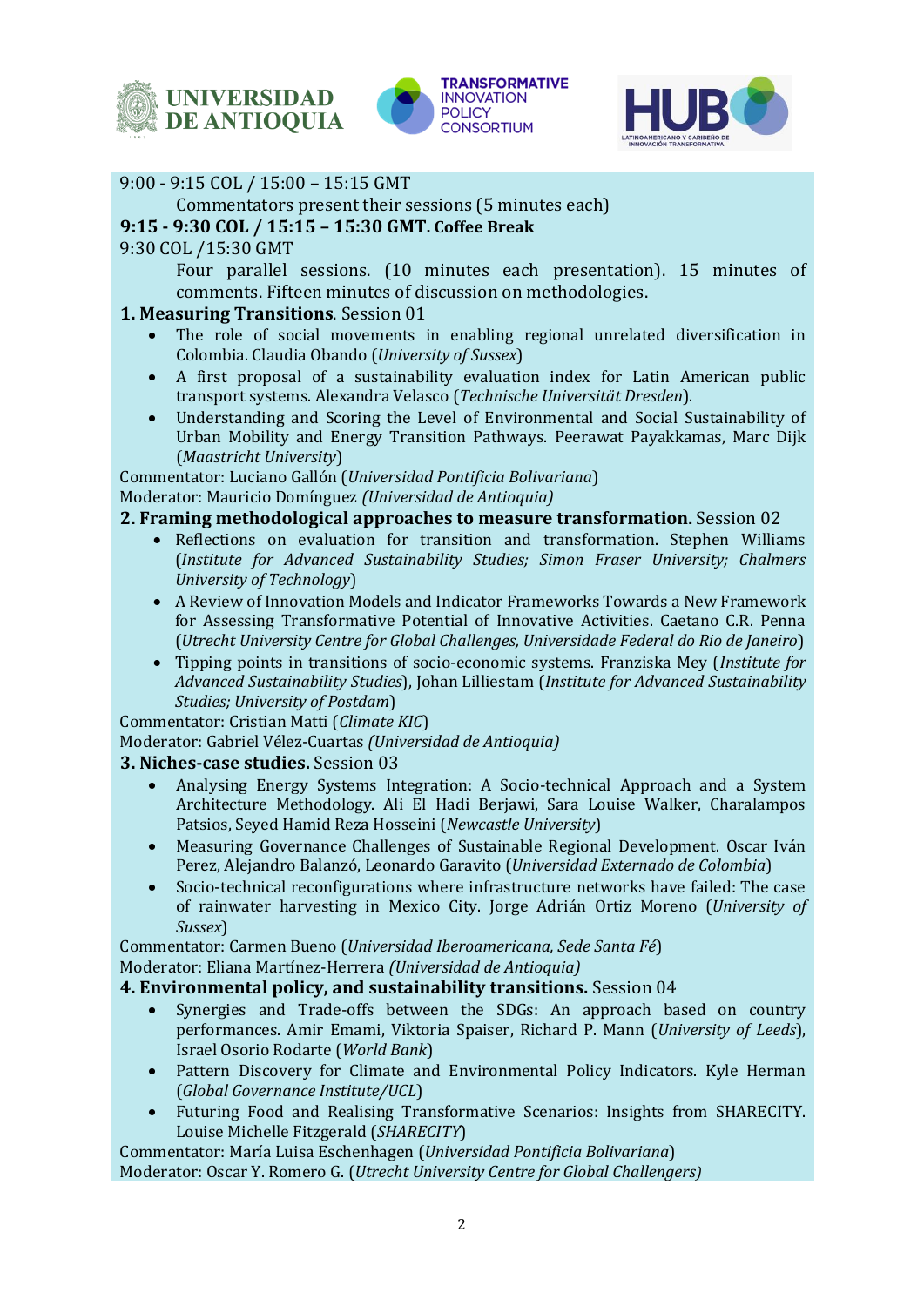9:00 - 9:15 COL / 15:00 – 15:15 GMT

Commentators present their sessions (5 minutes each)

**9:15 - 9:30 COL / 15:15 – 15:30 GMT. Coffee Break**

9:30 COL /15:30 GMT

Four parallel sessions. (10 minutes each presentation). 15 minutes of comments. Fifteen minutes of discussion on methodologies.

**1. Measuring Transitions**. Session 01

- The role of social movements in enabling regional unrelated diversification in Colombia. Claudia Obando (*University of Sussex*)
- A first proposal of a sustainability evaluation index for Latin American public transport systems. Alexandra Velasco (*Technische Universität Dresden*).
- Understanding and Scoring the Level of Environmental and Social Sustainability of Urban Mobility and Energy Transition Pathways. Peerawat Payakkamas, Marc Dijk (*Maastricht University*)

Commentator: Luciano Gallón (*Universidad Pontificia Bolivariana*)

Moderator: Mauricio Domínguez *(Universidad de Antioquia)*

**2. Framing methodological approaches to measure transformation.** Session 02

- Reflections on evaluation for transition and transformation. Stephen Williams (*Institute for Advanced Sustainability Studies; Simon Fraser University; Chalmers University of Technology*)
- A Review of Innovation Models and Indicator Frameworks Towards a New Framework for Assessing Transformative Potential of Innovative Activities. Caetano C.R. Penna (*Utrecht University Centre for Global Challenges, Universidade Federal do Rio de Janeiro*)
- Tipping points in transitions of socio-economic systems. Franziska Mey (*Institute for Advanced Sustainability Studies*), Johan Lilliestam (*Institute for Advanced Sustainability Studies; University of Postdam*)

Commentator: Cristian Matti (*Climate KIC*)

Moderator: Gabriel Vélez-Cuartas *(Universidad de Antioquia)*

**3. Niches-case studies.** Session 03

- Analysing Energy Systems Integration: A Socio-technical Approach and a System Architecture Methodology. Ali El Hadi Berjawi, Sara Louise Walker, Charalampos Patsios, Seyed Hamid Reza Hosseini (*Newcastle University*)
- Measuring Governance Challenges of Sustainable Regional Development. Oscar Iván Perez, Alejandro Balanzó, Leonardo Garavito (*Universidad Externado de Colombia*)
- Socio-technical reconfigurations where infrastructure networks have failed: The case of rainwater harvesting in Mexico City. Jorge Adrián Ortiz Moreno (*University of Sussex*)

Commentator: Carmen Bueno (*Universidad Iberoamericana, Sede Santa Fé*)

Moderator: Eliana Martínez-Herrera *(Universidad de Antioquia)*

**4. Environmental policy, and sustainability transitions.** Session 04

- Synergies and Trade-offs between the SDGs: An approach based on country performances. Amir Emami, Viktoria Spaiser, Richard P. Mann (*University of Leeds*), Israel Osorio Rodarte (*World Bank*)
- Pattern Discovery for Climate and Environmental Policy Indicators. Kyle Herman (*Global Governance Institute/UCL*)
- Futuring Food and Realising Transformative Scenarios: Insights from SHARECITY. Louise Michelle Fitzgerald (*SHARECITY*)

Commentator: María Luisa Eschenhagen (*Universidad Pontificia Bolivariana*)

Moderator: Oscar Y. Romero G. (*Utrecht University Centre for Global Challengers)*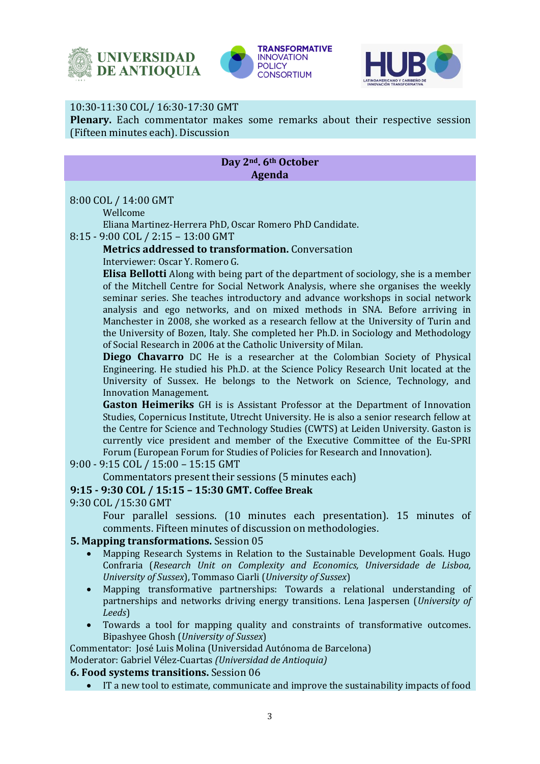10:30-11:30 COL/ 16:30-17:30 GMT
**Plenary.** Each commentator makes some remarks about their respective session (Fifteen minutes each). Discussion

## Day 2nd. 6th October
## Agenda

8:00 COL / 14:00 GMT

Wellcome

Eliana Martinez-Herrera PhD, Oscar Romero PhD Candidate.

8:15 - 9:00 COL / 2:15 – 13:00 GMT

**Metrics addressed to transformation.** Conversation

Interviewer: Oscar Y. Romero G.

**Elisa Bellotti** Along with being part of the department of sociology, she is a member of the Mitchell Centre for Social Network Analysis, where she organises the weekly seminar series. She teaches introductory and advance workshops in social network analysis and ego networks, and on mixed methods in SNA. Before arriving in Manchester in 2008, she worked as a research fellow at the University of Turin and the University of Bozen, Italy. She completed her Ph.D. in Sociology and Methodology of Social Research in 2006 at the Catholic University of Milan.

**Diego Chavarro** DC He is a researcher at the Colombian Society of Physical Engineering. He studied his Ph.D. at the Science Policy Research Unit located at the University of Sussex. He belongs to the Network on Science, Technology, and Innovation Management.

**Gaston Heimeriks** GH is is Assistant Professor at the Department of Innovation Studies, Copernicus Institute, Utrecht University. He is also a senior research fellow at the Centre for Science and Technology Studies (CWTS) at Leiden University. Gaston is currently vice president and member of the Executive Committee of the Eu-SPRI Forum (European Forum for Studies of Policies for Research and Innovation).

9:00 - 9:15 COL / 15:00 – 15:15 GMT

Commentators present their sessions (5 minutes each)

**9:15 - 9:30 COL / 15:15 – 15:30 GMT. Coffee Break**

9:30 COL /15:30 GMT

Four parallel sessions. (10 minutes each presentation). 15 minutes of comments. Fifteen minutes of discussion on methodologies.

**5. Mapping transformations.** Session 05

- Mapping Research Systems in Relation to the Sustainable Development Goals. Hugo Confraria (*Research Unit on Complexity and Economics, Universidade de Lisboa, University of Sussex*), Tommaso Ciarli (*University of Sussex*)
- Mapping transformative partnerships: Towards a relational understanding of partnerships and networks driving energy transitions. Lena Jaspersen (*University of Leeds*)
- Towards a tool for mapping quality and constraints of transformative outcomes. Bipashyee Ghosh (*University of Sussex*)

Commentator: José Luis Molina (Universidad Autónoma de Barcelona)
Moderator: Gabriel Vélez-Cuartas *(Universidad de Antioquia)*

**6. Food systems transitions.** Session 06

- IT a new tool to estimate, communicate and improve the sustainability impacts of food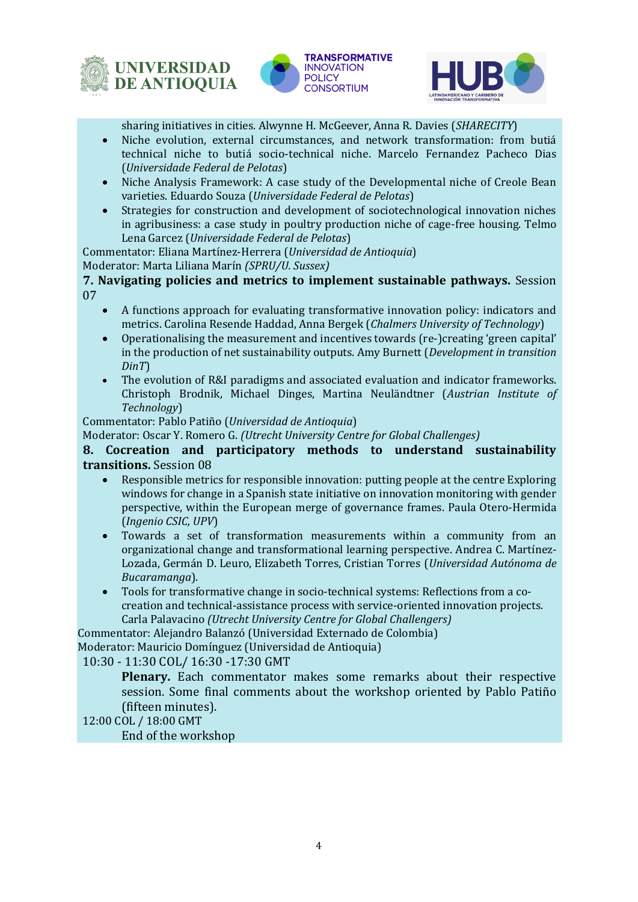sharing initiatives in cities. Alwynne H. McGeever, Anna R. Davies (*SHARECITY*)

- Niche evolution, external circumstances, and network transformation: from butiá technical niche to butiá socio-technical niche. Marcelo Fernandez Pacheco Dias (*Universidade Federal de Pelotas*)
- Niche Analysis Framework: A case study of the Developmental niche of Creole Bean varieties. Eduardo Souza (*Universidade Federal de Pelotas*)
- Strategies for construction and development of sociotechnological innovation niches in agribusiness: a case study in poultry production niche of cage-free housing. Telmo Lena Garcez (*Universidade Federal de Pelotas*)

Commentator: Eliana Martínez-Herrera (*Universidad de Antioquia*)
Moderator: Marta Liliana Marín *(SPRU/U. Sussex)*

**7. Navigating policies and metrics to implement sustainable pathways.** Session 07

- A functions approach for evaluating transformative innovation policy: indicators and metrics. Carolina Resende Haddad, Anna Bergek (*Chalmers University of Technology*)
- Operationalising the measurement and incentives towards (re-)creating 'green capital' in the production of net sustainability outputs. Amy Burnett (*Development in transition DinT*)
- The evolution of R&I paradigms and associated evaluation and indicator frameworks. Christoph Brodnik, Michael Dinges, Martina Neuländtner (*Austrian Institute of Technology*)

Commentator: Pablo Patiño (*Universidad de Antioquia*)
Moderator: Oscar Y. Romero G. *(Utrecht University Centre for Global Challenges)*

**8. Cocreation and participatory methods to understand sustainability transitions.** Session 08

- Responsible metrics for responsible innovation: putting people at the centre Exploring windows for change in a Spanish state initiative on innovation monitoring with gender perspective, within the European merge of governance frames. Paula Otero-Hermida (*Ingenio CSIC, UPV*)
- Towards a set of transformation measurements within a community from an organizational change and transformational learning perspective. Andrea C. Martínez-Lozada, Germán D. Leuro, Elizabeth Torres, Cristian Torres (*Universidad Autónoma de Bucaramanga*).
- Tools for transformative change in socio-technical systems: Reflections from a co-creation and technical-assistance process with service-oriented innovation projects. Carla Palavacino *(Utrecht University Centre for Global Challengers)*

Commentator: Alejandro Balanzó (Universidad Externado de Colombia)
Moderator: Mauricio Domínguez (Universidad de Antioquia)

10:30 - 11:30 COL/ 16:30 -17:30 GMT

**Plenary.** Each commentator makes some remarks about their respective session. Some final comments about the workshop oriented by Pablo Patiño (fifteen minutes).

12:00 COL / 18:00 GMT

End of the workshop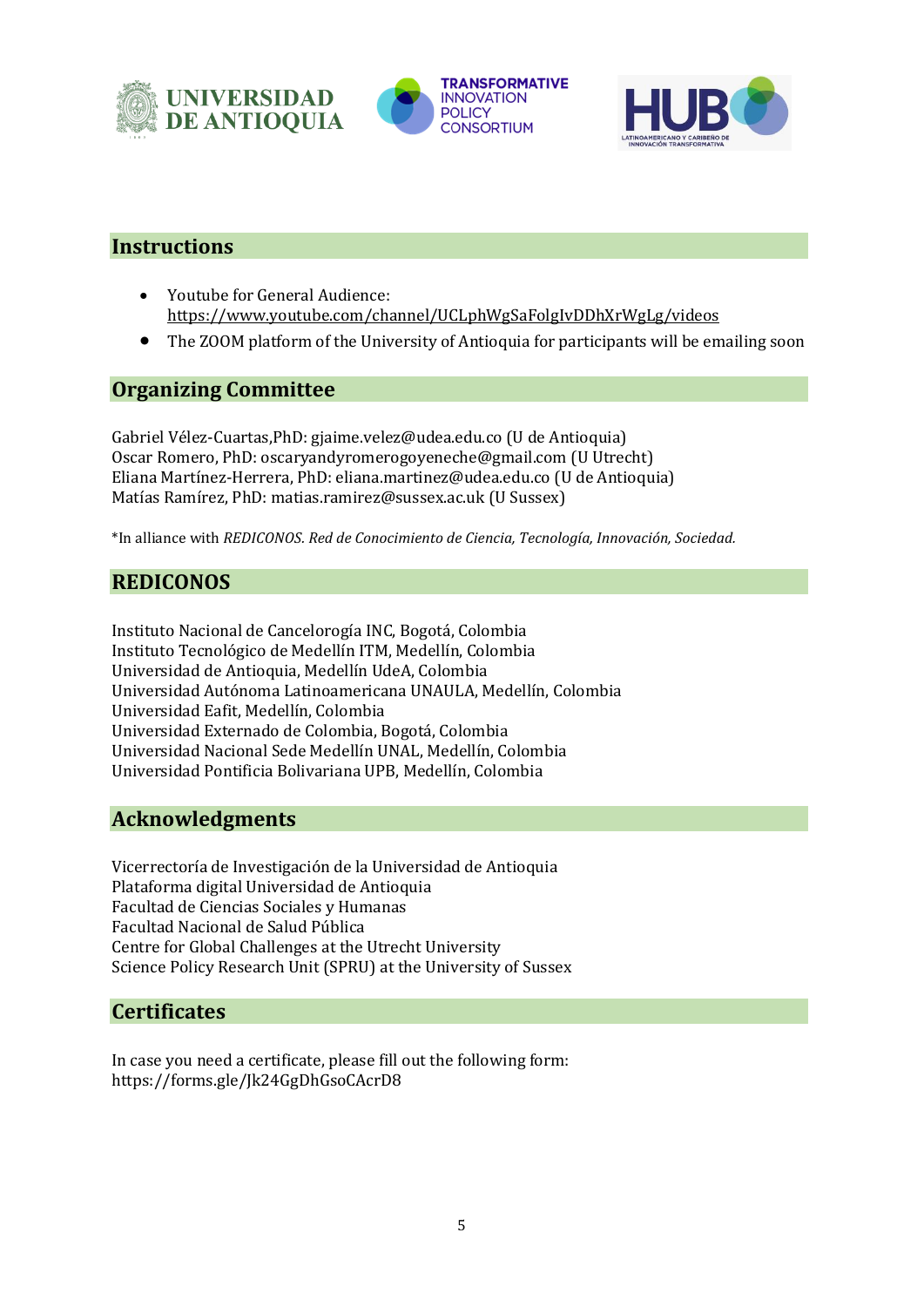## Instructions

- Youtube for General Audience: https://www.youtube.com/channel/UCLphWgSaFolgIvDDhXrWgLg/videos
- The ZOOM platform of the University of Antioquia for participants will be emailing soon

## Organizing Committee

Gabriel Vélez-Cuartas,PhD: gjaime.velez@udea.edu.co (U de Antioquia)
Oscar Romero, PhD: oscaryandyromerogoyeneche@gmail.com (U Utrecht)
Eliana Martínez-Herrera, PhD: eliana.martinez@udea.edu.co (U de Antioquia)
Matías Ramírez, PhD: matias.ramirez@sussex.ac.uk (U Sussex)

*In alliance with *REDICONOS. Red de Conocimiento de Ciencia, Tecnología, Innovación, Sociedad.*

## REDICONOS

Instituto Nacional de Cancelorogía INC, Bogotá, Colombia
Instituto Tecnológico de Medellín ITM, Medellín, Colombia
Universidad de Antioquia, Medellín UdeA, Colombia
Universidad Autónoma Latinoamericana UNAULA, Medellín, Colombia
Universidad Eafit, Medellín, Colombia
Universidad Externado de Colombia, Bogotá, Colombia
Universidad Nacional Sede Medellín UNAL, Medellín, Colombia
Universidad Pontificia Bolivariana UPB, Medellín, Colombia

## Acknowledgments

Vicerrectoría de Investigación de la Universidad de Antioquia
Plataforma digital Universidad de Antioquia
Facultad de Ciencias Sociales y Humanas
Facultad Nacional de Salud Pública
Centre for Global Challenges at the Utrecht University
Science Policy Research Unit (SPRU) at the University of Sussex

## Certificates

In case you need a certificate, please fill out the following form:
https://forms.gle/Jk24GgDhGsoCAcrD8